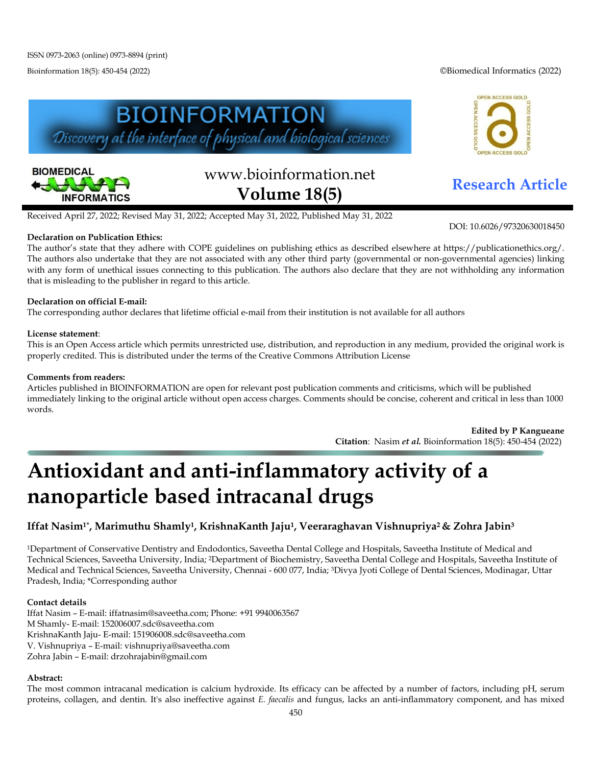ISSN 0973-2063 (online) 0973-8894 (print)

©Biomedical Informatics (2022)

www.bioinformation.net

**Volume 18(5)**

## Research Article

Received April 27, 2022; Revised May 31, 2022; Accepted May 31, 2022, Published May 31, 2022

DOI: 10.6026/97320630018450

**Declaration on Publication Ethics:**

The author's state that they adhere with COPE guidelines on publishing ethics as described elsewhere at https://publicationethics.org/. The authors also undertake that they are not associated with any other third party (governmental or non-governmental agencies) linking with any form of unethical issues connecting to this publication. The authors also declare that they are not withholding any information that is misleading to the publisher in regard to this article.

**Declaration on official E-mail:**

The corresponding author declares that lifetime official e-mail from their institution is not available for all authors

**License statement**:

This is an Open Access article which permits unrestricted use, distribution, and reproduction in any medium, provided the original work is properly credited. This is distributed under the terms of the Creative Commons Attribution License

**Comments from readers:**

Articles published in BIOINFORMATION are open for relevant post publication comments and criticisms, which will be published immediately linking to the original article without open access charges. Comments should be concise, coherent and critical in less than 1000 words.

**Edited by P Kangueane**

**Citation**: Nasim ***et al.*** Bioinformation 18(5): 450-454 (2022)

# Antioxidant and anti-inflammatory activity of a nanoparticle based intracanal drugs

**Iffat Nasim[1*], Marimuthu Shamly[1], KrishnaKanth Jaju[1], Veeraraghavan Vishnupriya[2] & Zohra Jabin[3]**

[1]Department of Conservative Dentistry and Endodontics, Saveetha Dental College and Hospitals, Saveetha Institute of Medical and Technical Sciences, Saveetha University, India; [2]Department of Biochemistry, Saveetha Dental College and Hospitals, Saveetha Institute of Medical and Technical Sciences, Saveetha University, Chennai - 600 077, India; [3]Divya Jyoti College of Dental Sciences, Modinagar, Uttar Pradesh, India; *Corresponding author

**Contact details**

Iffat Nasim – E-mail: iffatnasim@saveetha.com; Phone: +91 9940063567
M Shamly- E-mail: 152006007.sdc@saveetha.com
KrishnaKanth Jaju- E-mail: 151906008.sdc@saveetha.com
V. Vishnupriya – E-mail: vishnupriya@saveetha.com
Zohra Jabin – E-mail: drzohrajabin@gmail.com

**Abstract:**

The most common intracanal medication is calcium hydroxide. Its efficacy can be affected by a number of factors, including pH, serum proteins, collagen, and dentin. It's also ineffective against *E. faecalis* and fungus, lacks an anti-inflammatory component, and has mixed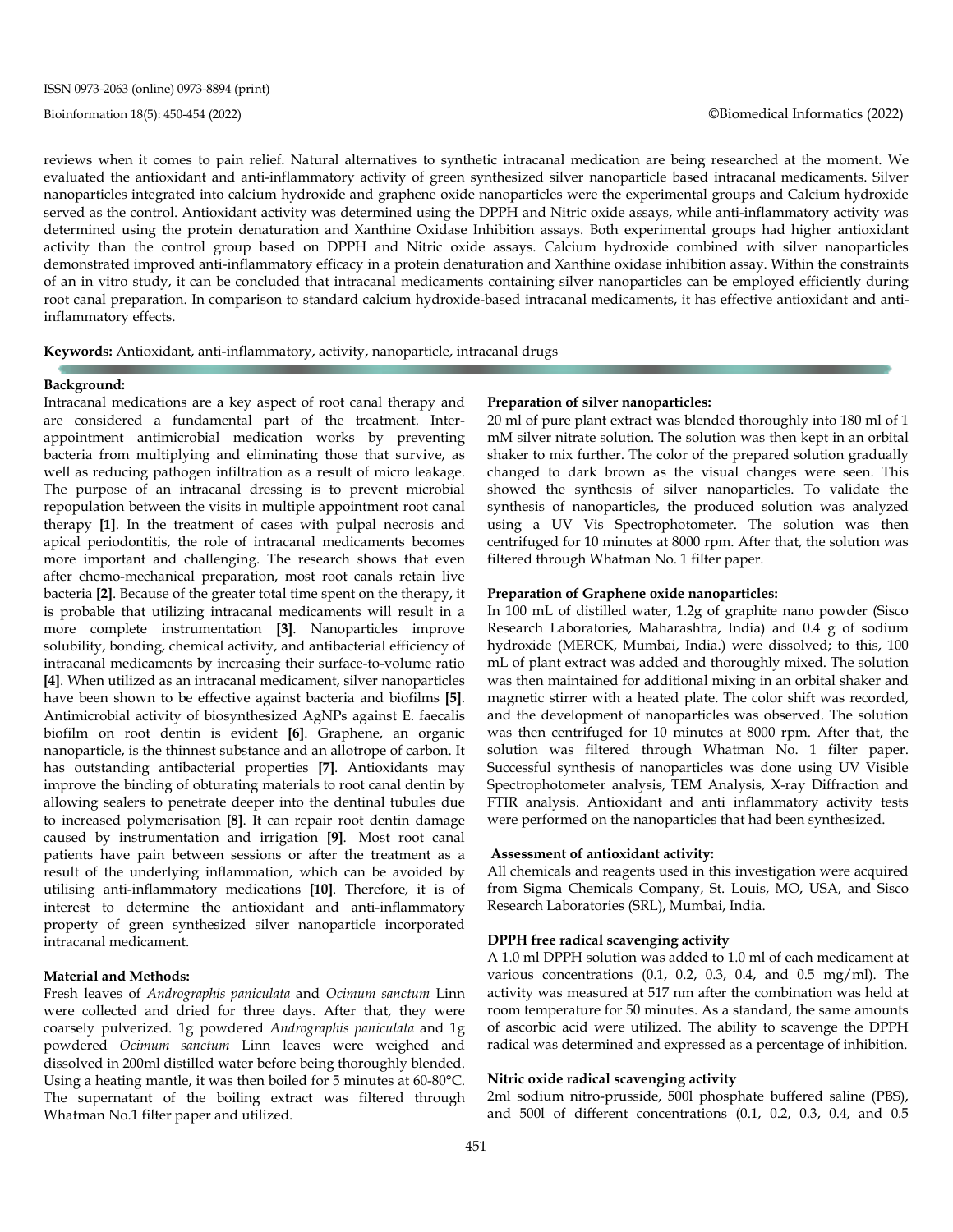reviews when it comes to pain relief. Natural alternatives to synthetic intracanal medication are being researched at the moment. We evaluated the antioxidant and anti-inflammatory activity of green synthesized silver nanoparticle based intracanal medicaments. Silver nanoparticles integrated into calcium hydroxide and graphene oxide nanoparticles were the experimental groups and Calcium hydroxide served as the control. Antioxidant activity was determined using the DPPH and Nitric oxide assays, while anti-inflammatory activity was determined using the protein denaturation and Xanthine Oxidase Inhibition assays. Both experimental groups had higher antioxidant activity than the control group based on DPPH and Nitric oxide assays. Calcium hydroxide combined with silver nanoparticles demonstrated improved anti-inflammatory efficacy in a protein denaturation and Xanthine oxidase inhibition assay. Within the constraints of an in vitro study, it can be concluded that intracanal medicaments containing silver nanoparticles can be employed efficiently during root canal preparation. In comparison to standard calcium hydroxide-based intracanal medicaments, it has effective antioxidant and anti-inflammatory effects.

**Keywords:** Antioxidant, anti-inflammatory, activity, nanoparticle, intracanal drugs

## Background:

Intracanal medications are a key aspect of root canal therapy and are considered a fundamental part of the treatment. Inter-appointment antimicrobial medication works by preventing bacteria from multiplying and eliminating those that survive, as well as reducing pathogen infiltration as a result of micro leakage. The purpose of an intracanal dressing is to prevent microbial repopulation between the visits in multiple appointment root canal therapy **[1]**. In the treatment of cases with pulpal necrosis and apical periodontitis, the role of intracanal medicaments becomes more important and challenging. The research shows that even after chemo-mechanical preparation, most root canals retain live bacteria **[2]**. Because of the greater total time spent on the therapy, it is probable that utilizing intracanal medicaments will result in a more complete instrumentation **[3]**. Nanoparticles improve solubility, bonding, chemical activity, and antibacterial efficiency of intracanal medicaments by increasing their surface-to-volume ratio **[4]**. When utilized as an intracanal medicament, silver nanoparticles have been shown to be effective against bacteria and biofilms **[5]**. Antimicrobial activity of biosynthesized AgNPs against E. faecalis biofilm on root dentin is evident **[6]**. Graphene, an organic nanoparticle, is the thinnest substance and an allotrope of carbon. It has outstanding antibacterial properties **[7]**. Antioxidants may improve the binding of obturating materials to root canal dentin by allowing sealers to penetrate deeper into the dentinal tubules due to increased polymerisation **[8]**. It can repair root dentin damage caused by instrumentation and irrigation **[9]**. Most root canal patients have pain between sessions or after the treatment as a result of the underlying inflammation, which can be avoided by utilising anti-inflammatory medications **[10]**. Therefore, it is of interest to determine the antioxidant and anti-inflammatory property of green synthesized silver nanoparticle incorporated intracanal medicament.

## Material and Methods:

Fresh leaves of *Andrographis paniculata* and *Ocimum sanctum* Linn were collected and dried for three days. After that, they were coarsely pulverized. 1g powdered *Andrographis paniculata* and 1g powdered *Ocimum sanctum* Linn leaves were weighed and dissolved in 200ml distilled water before being thoroughly blended. Using a heating mantle, it was then boiled for 5 minutes at 60-80°C. The supernatant of the boiling extract was filtered through Whatman No.1 filter paper and utilized.

### Preparation of silver nanoparticles:

20 ml of pure plant extract was blended thoroughly into 180 ml of 1 mM silver nitrate solution. The solution was then kept in an orbital shaker to mix further. The color of the prepared solution gradually changed to dark brown as the visual changes were seen. This showed the synthesis of silver nanoparticles. To validate the synthesis of nanoparticles, the produced solution was analyzed using a UV Vis Spectrophotometer. The solution was then centrifuged for 10 minutes at 8000 rpm. After that, the solution was filtered through Whatman No. 1 filter paper.

### Preparation of Graphene oxide nanoparticles:

In 100 mL of distilled water, 1.2g of graphite nano powder (Sisco Research Laboratories, Maharashtra, India) and 0.4 g of sodium hydroxide (MERCK, Mumbai, India.) were dissolved; to this, 100 mL of plant extract was added and thoroughly mixed. The solution was then maintained for additional mixing in an orbital shaker and magnetic stirrer with a heated plate. The color shift was recorded, and the development of nanoparticles was observed. The solution was then centrifuged for 10 minutes at 8000 rpm. After that, the solution was filtered through Whatman No. 1 filter paper. Successful synthesis of nanoparticles was done using UV Visible Spectrophotometer analysis, TEM Analysis, X-ray Diffraction and FTIR analysis. Antioxidant and anti inflammatory activity tests were performed on the nanoparticles that had been synthesized.

### Assessment of antioxidant activity:

All chemicals and reagents used in this investigation were acquired from Sigma Chemicals Company, St. Louis, MO, USA, and Sisco Research Laboratories (SRL), Mumbai, India.

### DPPH free radical scavenging activity

A 1.0 ml DPPH solution was added to 1.0 ml of each medicament at various concentrations (0.1, 0.2, 0.3, 0.4, and 0.5 mg/ml). The activity was measured at 517 nm after the combination was held at room temperature for 50 minutes. As a standard, the same amounts of ascorbic acid were utilized. The ability to scavenge the DPPH radical was determined and expressed as a percentage of inhibition.

### Nitric oxide radical scavenging activity

2ml sodium nitro-prusside, 500l phosphate buffered saline (PBS), and 500l of different concentrations (0.1, 0.2, 0.3, 0.4, and 0.5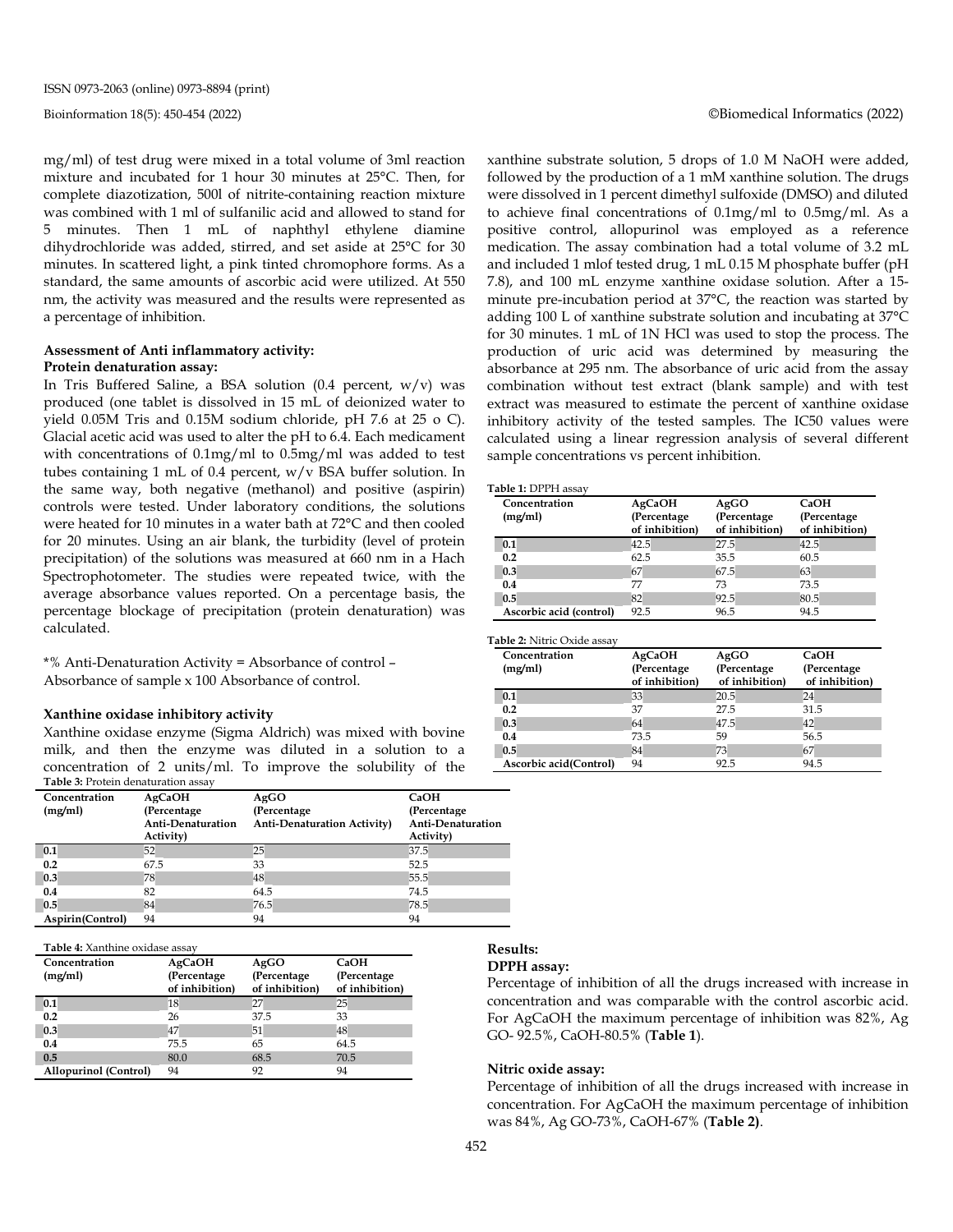mg/ml) of test drug were mixed in a total volume of 3ml reaction mixture and incubated for 1 hour 30 minutes at 25°C. Then, for complete diazotization, 500l of nitrite-containing reaction mixture was combined with 1 ml of sulfanilic acid and allowed to stand for 5 minutes. Then 1 mL of naphthyl ethylene diamine dihydrochloride was added, stirred, and set aside at 25°C for 30 minutes. In scattered light, a pink tinted chromophore forms. As a standard, the same amounts of ascorbic acid were utilized. At 550 nm, the activity was measured and the results were represented as a percentage of inhibition.

**Assessment of Anti inflammatory activity:**

**Protein denaturation assay:**

In Tris Buffered Saline, a BSA solution (0.4 percent, w/v) was produced (one tablet is dissolved in 15 mL of deionized water to yield 0.05M Tris and 0.15M sodium chloride, pH 7.6 at 25 o C). Glacial acetic acid was used to alter the pH to 6.4. Each medicament with concentrations of 0.1mg/ml to 0.5mg/ml was added to test tubes containing 1 mL of 0.4 percent, w/v BSA buffer solution. In the same way, both negative (methanol) and positive (aspirin) controls were tested. Under laboratory conditions, the solutions were heated for 10 minutes in a water bath at 72°C and then cooled for 20 minutes. Using an air blank, the turbidity (level of protein precipitation) of the solutions was measured at 660 nm in a Hach Spectrophotometer. The studies were repeated twice, with the average absorbance values reported. On a percentage basis, the percentage blockage of precipitation (protein denaturation) was calculated.

*% Anti-Denaturation Activity = Absorbance of control – Absorbance of sample x 100 Absorbance of control.

**Xanthine oxidase inhibitory activity**

Xanthine oxidase enzyme (Sigma Aldrich) was mixed with bovine milk, and then the enzyme was diluted in a solution to a concentration of 2 units/ml. To improve the solubility of the xanthine substrate solution, 5 drops of 1.0 M NaOH were added, followed by the production of a 1 mM xanthine solution. The drugs were dissolved in 1 percent dimethyl sulfoxide (DMSO) and diluted to achieve final concentrations of 0.1mg/ml to 0.5mg/ml. As a positive control, allopurinol was employed as a reference medication. The assay combination had a total volume of 3.2 mL and included 1 mlof tested drug, 1 mL 0.15 M phosphate buffer (pH 7.8), and 100 mL enzyme xanthine oxidase solution. After a 15-minute pre-incubation period at 37°C, the reaction was started by adding 100 L of xanthine substrate solution and incubating at 37°C for 30 minutes. 1 mL of 1N HCl was used to stop the process. The production of uric acid was determined by measuring the absorbance at 295 nm. The absorbance of uric acid from the assay combination without test extract (blank sample) and with test extract was measured to estimate the percent of xanthine oxidase inhibitory activity of the tested samples. The IC50 values were calculated using a linear regression analysis of several different sample concentrations vs percent inhibition.

**Table 1:** DPPH assay

| Concentration (mg/ml) | AgCaOH (Percentage of inhibition) | AgGO (Percentage of inhibition) | CaOH (Percentage of inhibition) |
|---|---|---|---|
| **0.1** | 42.5 | 27.5 | 42.5 |
| **0.2** | 62.5 | 35.5 | 60.5 |
| **0.3** | 67 | 67.5 | 63 |
| **0.4** | 77 | 73 | 73.5 |
| **0.5** | 82 | 92.5 | 80.5 |
| **Ascorbic acid (control)** | 92.5 | 96.5 | 94.5 |

**Table 2:** Nitric Oxide assay

| Concentration (mg/ml) | AgCaOH (Percentage of inhibition) | AgGO (Percentage of inhibition) | CaOH (Percentage of inhibition) |
|---|---|---|---|
| **0.1** | 33 | 20.5 | 24 |
| **0.2** | 37 | 27.5 | 31.5 |
| **0.3** | 64 | 47.5 | 42 |
| **0.4** | 73.5 | 59 | 56.5 |
| **0.5** | 84 | 73 | 67 |
| **Ascorbic acid(Control)** | 94 | 92.5 | 94.5 |

**Table 3:** Protein denaturation assay

| Concentration (mg/ml) | AgCaOH (Percentage Anti-Denaturation Activity) | AgGO (Percentage Anti-Denaturation Activity) | CaOH (Percentage Anti-Denaturation Activity) |
|---|---|---|---|
| **0.1** | 52 | 25 | 37.5 |
| **0.2** | 67.5 | 33 | 52.5 |
| **0.3** | 78 | 48 | 55.5 |
| **0.4** | 82 | 64.5 | 74.5 |
| **0.5** | 84 | 76.5 | 78.5 |
| **Aspirin(Control)** | 94 | 94 | 94 |

**Table 4:** Xanthine oxidase assay

| Concentration (mg/ml) | AgCaOH (Percentage of inhibition) | AgGO (Percentage of inhibition) | CaOH (Percentage of inhibition) |
|---|---|---|---|
| **0.1** | 18 | 27 | 25 |
| **0.2** | 26 | 37.5 | 33 |
| **0.3** | 47 | 51 | 48 |
| **0.4** | 75.5 | 65 | 64.5 |
| **0.5** | 80.0 | 68.5 | 70.5 |
| **Allopurinol (Control)** | 94 | 92 | 94 |

**Results:**

**DPPH assay:**

Percentage of inhibition of all the drugs increased with increase in concentration and was comparable with the control ascorbic acid. For AgCaOH the maximum percentage of inhibition was 82%, Ag GO- 92.5%, CaOH-80.5% (**Table 1**).

**Nitric oxide assay:**

Percentage of inhibition of all the drugs increased with increase in concentration. For AgCaOH the maximum percentage of inhibition was 84%, Ag GO-73%, CaOH-67% (**Table 2)**.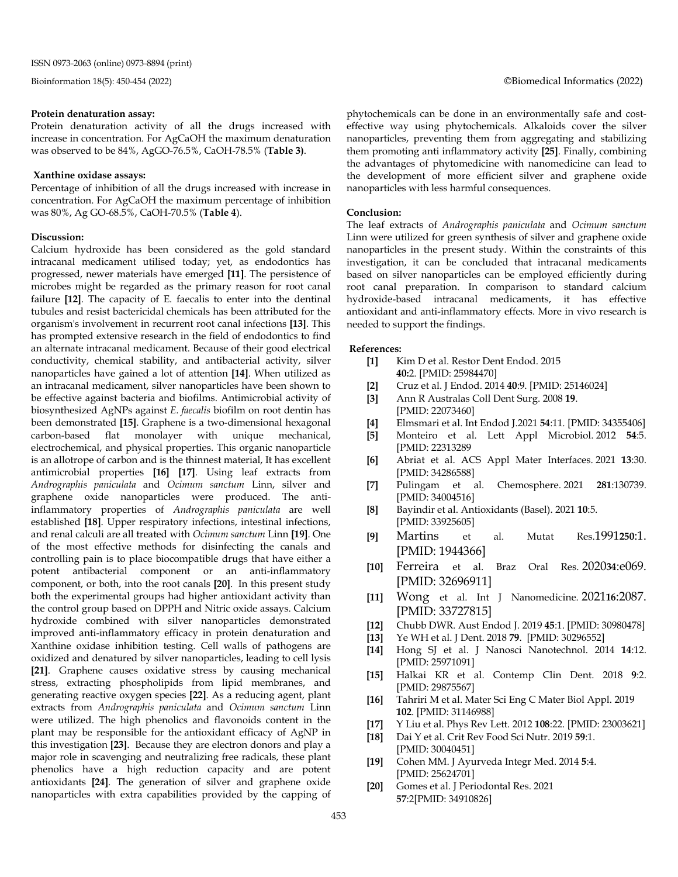**Protein denaturation assay:**

Protein denaturation activity of all the drugs increased with increase in concentration. For AgCaOH the maximum denaturation was observed to be 84%, AgGO-76.5%, CaOH-78.5% (**Table 3**).

**Xanthine oxidase assays:**

Percentage of inhibition of all the drugs increased with increase in concentration. For AgCaOH the maximum percentage of inhibition was 80%, Ag GO-68.5%, CaOH-70.5% (**Table 4**).

**Discussion:**

Calcium hydroxide has been considered as the gold standard intracanal medicament utilised today; yet, as endodontics has progressed, newer materials have emerged **[11]**. The persistence of microbes might be regarded as the primary reason for root canal failure **[12]**. The capacity of E. faecalis to enter into the dentinal tubules and resist bactericidal chemicals has been attributed for the organism's involvement in recurrent root canal infections **[13]**. This has prompted extensive research in the field of endodontics to find an alternate intracanal medicament. Because of their good electrical conductivity, chemical stability, and antibacterial activity, silver nanoparticles have gained a lot of attention **[14]**. When utilized as an intracanal medicament, silver nanoparticles have been shown to be effective against bacteria and biofilms. Antimicrobial activity of biosynthesized AgNPs against *E. faecalis* biofilm on root dentin has been demonstrated **[15]**. Graphene is a two-dimensional hexagonal carbon-based flat monolayer with unique mechanical, electrochemical, and physical properties. This organic nanoparticle is an allotrope of carbon and is the thinnest material, It has excellent antimicrobial properties **[16] [17]**. Using leaf extracts from *Andrographis paniculata* and *Ocimum sanctum* Linn, silver and graphene oxide nanoparticles were produced. The anti-inflammatory properties of *Andrographis paniculata* are well established **[18]**. Upper respiratory infections, intestinal infections, and renal calculi are all treated with *Ocimum sanctum* Linn **[19]**. One of the most effective methods for disinfecting the canals and controlling pain is to place biocompatible drugs that have either a potent antibacterial component or an anti-inflammatory component, or both, into the root canals **[20]**. In this present study both the experimental groups had higher antioxidant activity than the control group based on DPPH and Nitric oxide assays. Calcium hydroxide combined with silver nanoparticles demonstrated improved anti-inflammatory efficacy in protein denaturation and Xanthine oxidase inhibition testing. Cell walls of pathogens are oxidized and denatured by silver nanoparticles, leading to cell lysis **[21]**. Graphene causes oxidative stress by causing mechanical stress, extracting phospholipids from lipid membranes, and generating reactive oxygen species **[22]**. As a reducing agent, plant extracts from *Andrographis paniculata* and *Ocimum sanctum* Linn were utilized. The high phenolics and flavonoids content in the plant may be responsible for the antioxidant efficacy of AgNP in this investigation **[23]**. Because they are electron donors and play a major role in scavenging and neutralizing free radicals, these plant phenolics have a high reduction capacity and are potent antioxidants **[24]**. The generation of silver and graphene oxide nanoparticles with extra capabilities provided by the capping of phytochemicals can be done in an environmentally safe and cost-effective way using phytochemicals. Alkaloids cover the silver nanoparticles, preventing them from aggregating and stabilizing them promoting anti inflammatory activity **[25]**. Finally, combining the advantages of phytomedicine with nanomedicine can lead to the development of more efficient silver and graphene oxide nanoparticles with less harmful consequences.

**Conclusion:**

The leaf extracts of *Andrographis paniculata* and *Ocimum sanctum* Linn were utilized for green synthesis of silver and graphene oxide nanoparticles in the present study. Within the constraints of this investigation, it can be concluded that intracanal medicaments based on silver nanoparticles can be employed efficiently during root canal preparation. In comparison to standard calcium hydroxide-based intracanal medicaments, it has effective antioxidant and anti-inflammatory effects. More in vivo research is needed to support the findings.

**References:**

- **[1]** Kim D et al. Restor Dent Endod. 2015 **40:**2. [PMID: 25984470]
- **[2]** Cruz et al. J Endod. 2014 **40**:9. [PMID: 25146024]
- **[3]** Ann R Australas Coll Dent Surg. 2008 **19**. [PMID: 22073460]
- **[4]** Elmsmari et al. Int Endod J.2021 **54**:11. [PMID: 34355406]
- **[5]** Monteiro et al. Lett Appl Microbiol. 2012 **54**:5. [PMID: 22313289
- **[6]** Abriat et al. ACS Appl Mater Interfaces. 2021 **13**:30. [PMID: 34286588]
- **[7]** Pulingam et al. Chemosphere. 2021 **281**:130739. [PMID: 34004516]
- **[8]** Bayindir et al. Antioxidants (Basel). 2021 **10**:5. [PMID: 33925605]
- **[9]** Martins et al. Mutat Res.1991**250**:1. [PMID: 1944366]
- **[10]** Ferreira et al. Braz Oral Res. 2020**34**:e069. [PMID: 32696911]
- **[11]** Wong et al. Int J Nanomedicine. 2021**16**:2087. [PMID: 33727815]
- **[12]** Chubb DWR. Aust Endod J. 2019 **45**:1. [PMID: 30980478]
- **[13]** Ye WH et al. J Dent. 2018 **79**. [PMID: 30296552]
- **[14]** Hong SJ et al. J Nanosci Nanotechnol. 2014 **14**:12. [PMID: 25971091]
- **[15]** Halkai KR et al. Contemp Clin Dent. 2018 **9**:2. [PMID: 29875567]
- **[16]** Tahriri M et al. Mater Sci Eng C Mater Biol Appl. 2019 **102**. [PMID: 31146988]
- **[17]** Y Liu et al. Phys Rev Lett. 2012 **108**:22. [PMID: 23003621]
- **[18]** Dai Y et al. Crit Rev Food Sci Nutr. 2019 **59**:1. [PMID: 30040451]
- **[19]** Cohen MM. J Ayurveda Integr Med. 2014 **5**:4. [PMID: 25624701]
- **[20]** Gomes et al. J Periodontal Res. 2021 **57**:2[PMID: 34910826]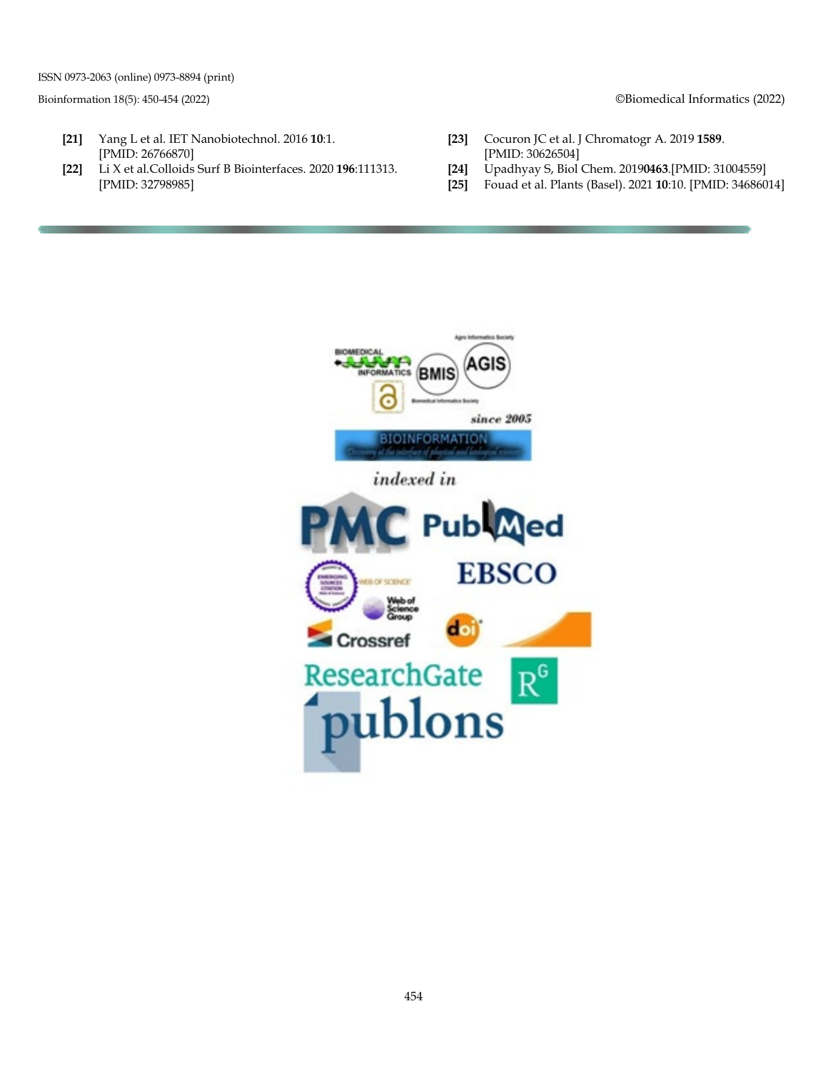**[21]** Yang L et al. IET Nanobiotechnol. 2016 **10**:1. [PMID: 26766870]

**[22]** Li X et al.Colloids Surf B Biointerfaces. 2020 **196**:111313. [PMID: 32798985]

**[23]** Cocuron JC et al. J Chromatogr A. 2019 **1589**. [PMID: 30626504]

**[24]** Upadhyay S, Biol Chem. 2019**0463**.[PMID: 31004559]

**[25]** Fouad et al. Plants (Basel). 2021 **10**:10. [PMID: 34686014]